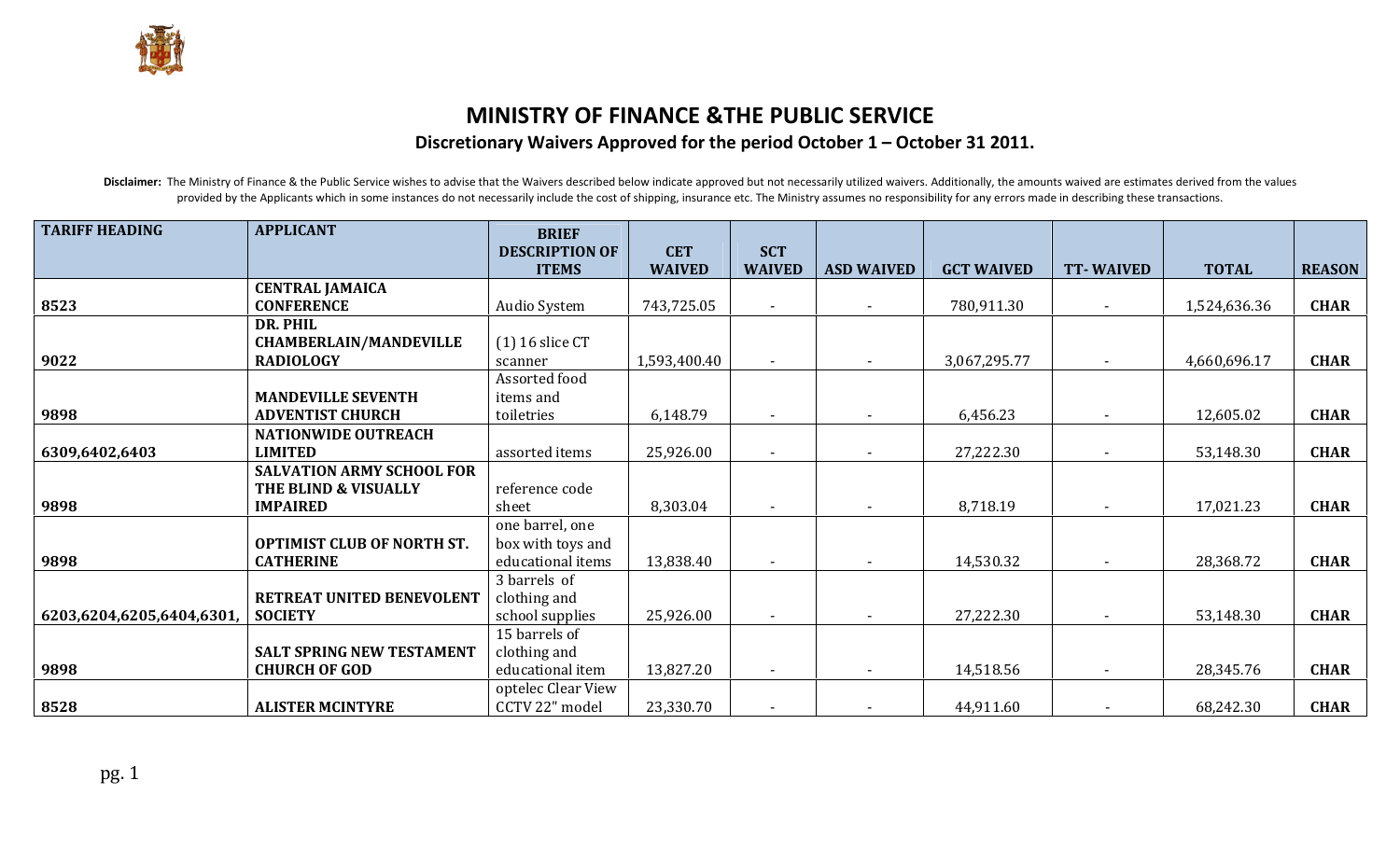# MINISTRY OF FINANCE &THE PUBLIC SERVICE

## Discretionary Waivers Approved for the period October 1 – October 31 2011.

**Disclaimer:** The Ministry of Finance & the Public Service wishes to advise that the Waivers described below indicate approved but not necessarily utilized waivers. Additionally, the amounts waived are estimates derived from the values provided by the Applicants which in some instances do not necessarily include the cost of shipping, insurance etc. The Ministry assumes no responsibility for any errors made in describing these transactions.

| TARIFF HEADING | APPLICANT | BRIEF DESCRIPTION OF ITEMS | CET WAIVED | SCT WAIVED | ASD WAIVED | GCT WAIVED | TT- WAIVED | TOTAL | REASON |
|---|---|---|---|---|---|---|---|---|---|
| **8523** | **CENTRAL JAMAICA CONFERENCE** | Audio System | 743,725.05 | - | - | 780,911.30 | - | 1,524,636.36 | **CHAR** |
| **9022** | **DR. PHIL CHAMBERLAIN/MANDEVILLE RADIOLOGY** | (1) 16 slice CT scanner | 1,593,400.40 | - | - | 3,067,295.77 | - | 4,660,696.17 | **CHAR** |
| **9898** | **MANDEVILLE SEVENTH ADVENTIST CHURCH** | Assorted food items and toiletries | 6,148.79 | - | - | 6,456.23 | - | 12,605.02 | **CHAR** |
| **6309,6402,6403** | **NATIONWIDE OUTREACH LIMITED** | assorted items | 25,926.00 | - | - | 27,222.30 | - | 53,148.30 | **CHAR** |
| **9898** | **SALVATION ARMY SCHOOL FOR THE BLIND & VISUALLY IMPAIRED** | reference code sheet | 8,303.04 | - | - | 8,718.19 | - | 17,021.23 | **CHAR** |
| **9898** | **OPTIMIST CLUB OF NORTH ST. CATHERINE** | one barrel, one box with toys and educational items | 13,838.40 | - | - | 14,530.32 | - | 28,368.72 | **CHAR** |
| **6203,6204,6205,6404,6301,** | **RETREAT UNITED BENEVOLENT SOCIETY** | 3 barrels of clothing and school supplies | 25,926.00 | - | - | 27,222.30 | - | 53,148.30 | **CHAR** |
| **9898** | **SALT SPRING NEW TESTAMENT CHURCH OF GOD** | 15 barrels of clothing and educational item | 13,827.20 | - | - | 14,518.56 | - | 28,345.76 | **CHAR** |
| **8528** | **ALISTER MCINTYRE** | optelec Clear View CCTV 22" model | 23,330.70 | - | - | 44,911.60 | - | 68,242.30 | **CHAR** |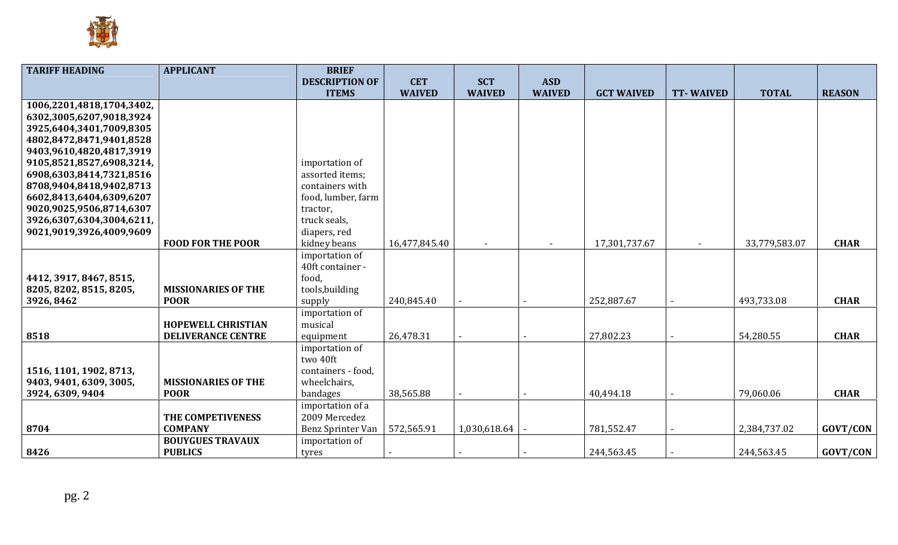| TARIFF HEADING | APPLICANT | BRIEF DESCRIPTION OF ITEMS | CET WAIVED | SCT WAIVED | ASD WAIVED | GCT WAIVED | TT- WAIVED | TOTAL | REASON |
|---|---|---|---|---|---|---|---|---|---|
| 1006,2201,4818,1704,3402, 6302,3005,6207,9018,3924 3925,6404,3401,7009,8305 4802,8472,8471,9401,8528 9403,9610,4820,4817,3919 9105,8521,8527,6908,3214, 6908,6303,8414,7321,8516 8708,9404,8418,9402,8713 6602,8413,6404,6309,6207 9020,9025,9506,8714,6307 3926,6307,6304,3004,6211, 9021,9019,3926,4009,9609 | **FOOD FOR THE POOR** | importation of assorted items; containers with food, lumber, farm tractor, truck seals, diapers, red kidney beans | 16,477,845.40 | - | - | 17,301,737.67 | - | 33,779,583.07 | **CHAR** |
| 4412, 3917, 8467, 8515, 8205, 8202, 8515, 8205, 3926, 8462 | **MISSIONARIES OF THE POOR** | importation of 40ft container - food, tools,building supply | 240,845.40 | - | - | 252,887.67 | - | 493,733.08 | **CHAR** |
| 8518 | **HOPEWELL CHRISTIAN DELIVERANCE CENTRE** | importation of musical equipment | 26,478.31 | - | - | 27,802.23 | - | 54,280.55 | **CHAR** |
| 1516, 1101, 1902, 8713, 9403, 9401, 6309, 3005, 3924, 6309, 9404 | **MISSIONARIES OF THE POOR** | importation of two 40ft containers - food, wheelchairs, bandages | 38,565.88 | - | - | 40,494.18 | - | 79,060.06 | **CHAR** |
| 8704 | **THE COMPETIVENESS COMPANY** | importation of a 2009 Mercedez Benz Sprinter Van | 572,565.91 | 1,030,618.64 | - | 781,552.47 | - | 2,384,737.02 | **GOVT/CON** |
| 8426 | **BOUYGUES TRAVAUX PUBLICS** | importation of tyres | - | - | - | 244,563.45 | - | 244,563.45 | **GOVT/CON** |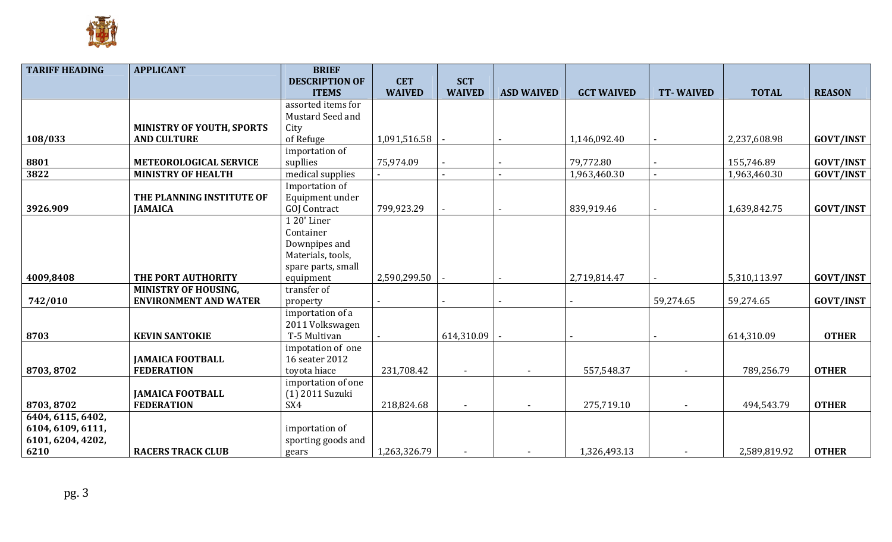| TARIFF HEADING | APPLICANT | BRIEF DESCRIPTION OF ITEMS | CET WAIVED | SCT WAIVED | ASD WAIVED | GCT WAIVED | TT- WAIVED | TOTAL | REASON |
|---|---|---|---|---|---|---|---|---|---|
| 108/033 | MINISTRY OF YOUTH, SPORTS AND CULTURE | assorted items for Mustard Seed and City of Refuge | 1,091,516.58 | - | - | 1,146,092.40 | - | 2,237,608.98 | GOVT/INST |
| 8801 | METEOROLOGICAL SERVICE | importation of supllies | 75,974.09 | - | - | 79,772.80 | - | 155,746.89 | GOVT/INST |
| 3822 | MINISTRY OF HEALTH | medical supplies | - | - | - | 1,963,460.30 | - | 1,963,460.30 | GOVT/INST |
| 3926.909 | THE PLANNING INSTITUTE OF JAMAICA | Importation of Equipment under GOJ Contract | 799,923.29 | - | - | 839,919.46 | - | 1,639,842.75 | GOVT/INST |
| 4009,8408 | THE PORT AUTHORITY | 1 20' Liner Container Downpipes and Materials, tools, spare parts, small equipment | 2,590,299.50 | - | - | 2,719,814.47 | - | 5,310,113.97 | GOVT/INST |
| 742/010 | MINISTRY OF HOUSING, ENVIRONMENT AND WATER | transfer of property | - | - | - | - | 59,274.65 | 59,274.65 | GOVT/INST |
| 8703 | KEVIN SANTOKIE | importation of a 2011 Volkswagen T-5 Multivan | - | 614,310.09 | - | - | - | 614,310.09 | OTHER |
| 8703, 8702 | JAMAICA FOOTBALL FEDERATION | impotation of one 16 seater 2012 toyota hiace | 231,708.42 | - | - | 557,548.37 | - | 789,256.79 | OTHER |
| 8703, 8702 | JAMAICA FOOTBALL FEDERATION | importation of one (1) 2011 Suzuki SX4 | 218,824.68 | - | - | 275,719.10 | - | 494,543.79 | OTHER |
| 6404, 6115, 6402, 6104, 6109, 6111, 6101, 6204, 4202, 6210 | RACERS TRACK CLUB | importation of sporting goods and gears | 1,263,326.79 | - | - | 1,326,493.13 | - | 2,589,819.92 | OTHER |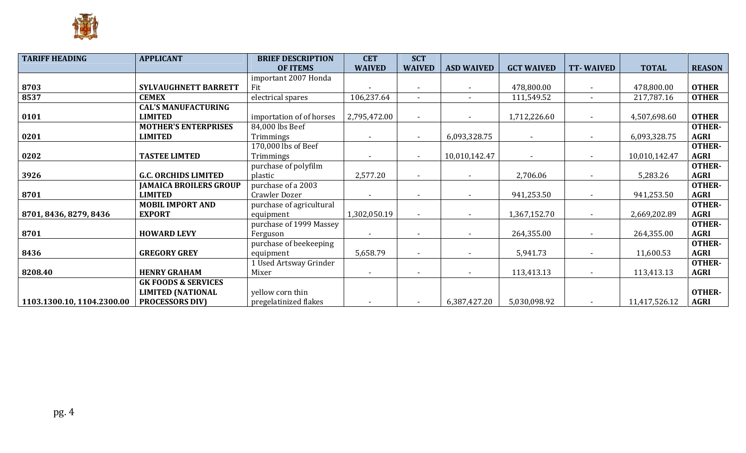| TARIFF HEADING | APPLICANT | BRIEF DESCRIPTION OF ITEMS | CET WAIVED | SCT WAIVED | ASD WAIVED | GCT WAIVED | TT- WAIVED | TOTAL | REASON |
|---|---|---|---|---|---|---|---|---|---|
| 8703 | SYLVAUGHNETT BARRETT | important 2007 Honda Fit | - | - | - | 478,800.00 | - | 478,800.00 | OTHER |
| 8537 | CEMEX | electrical spares | 106,237.64 | - | - | 111,549.52 | - | 217,787.16 | OTHER |
| 0101 | CAL'S MANUFACTURING LIMITED | importation of of horses | 2,795,472.00 | - | - | 1,712,226.60 | - | 4,507,698.60 | OTHER |
| 0201 | MOTHER'S ENTERPRISES LIMITED | 84,000 lbs Beef Trimmings | - | - | 6,093,328.75 | - | - | 6,093,328.75 | OTHER-AGRI |
| 0202 | TASTEE LIMTED | 170,000 lbs of Beef Trimmings | - | - | 10,010,142.47 | - | - | 10,010,142.47 | OTHER-AGRI |
| 3926 | G.C. ORCHIDS LIMITED | purchase of polyfilm plastic | 2,577.20 | - | - | 2,706.06 | - | 5,283.26 | OTHER-AGRI |
| 8701 | JAMAICA BROILERS GROUP LIMITED | purchase of a 2003 Crawler Dozer | - | - | - | 941,253.50 | - | 941,253.50 | OTHER-AGRI |
| 8701, 8436, 8279, 8436 | MOBIL IMPORT AND EXPORT | purchase of agricultural equipment | 1,302,050.19 | - | - | 1,367,152.70 | - | 2,669,202.89 | OTHER-AGRI |
| 8701 | HOWARD LEVY | purchase of 1999 Massey Ferguson | - | - | - | 264,355.00 | - | 264,355.00 | OTHER-AGRI |
| 8436 | GREGORY GREY | purchase of beekeeping equipment | 5,658.79 | - | - | 5,941.73 | - | 11,600.53 | OTHER-AGRI |
| 8208.40 | HENRY GRAHAM | 1 Used Artsway Grinder Mixer | - | - | - | 113,413.13 | - | 113,413.13 | OTHER-AGRI |
| 1103.1300.10, 1104.2300.00 | GK FOODS & SERVICES LIMITED (NATIONAL PROCESSORS DIV) | yellow corn thin pregelatinized flakes | - | - | 6,387,427.20 | 5,030,098.92 | - | 11,417,526.12 | OTHER-AGRI |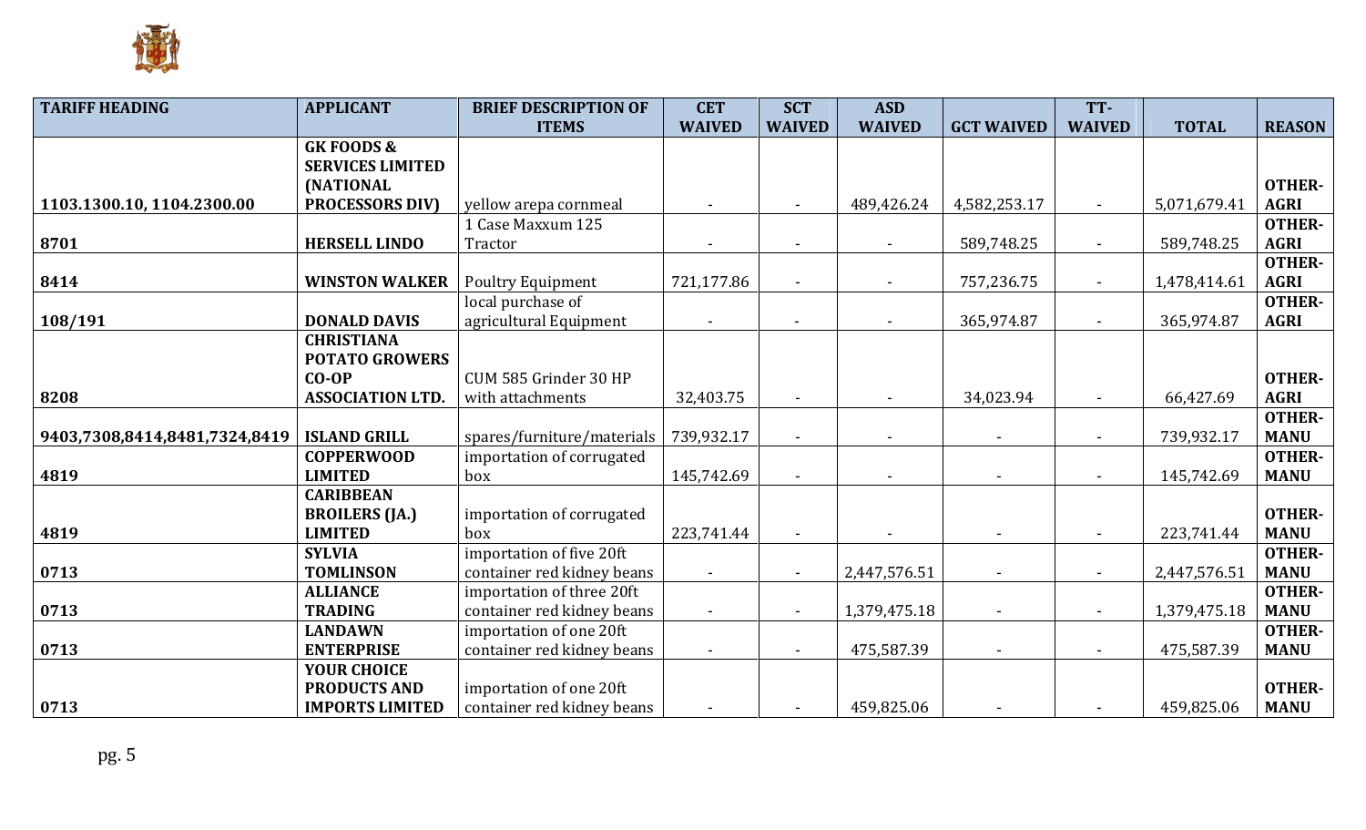| TARIFF HEADING | APPLICANT | BRIEF DESCRIPTION OF ITEMS | CET WAIVED | SCT WAIVED | ASD WAIVED | GCT WAIVED | TT-WAIVED | TOTAL | REASON |
|---|---|---|---|---|---|---|---|---|---|
| 1103.1300.10, 1104.2300.00 | GK FOODS & SERVICES LIMITED (NATIONAL PROCESSORS DIV) | yellow arepa cornmeal | - | - | 489,426.24 | 4,582,253.17 | - | 5,071,679.41 | OTHER-AGRI |
| 8701 | HERSELL LINDO | 1 Case Maxxum 125 Tractor | - | - | - | 589,748.25 | - | 589,748.25 | OTHER-AGRI |
| 8414 | WINSTON WALKER | Poultry Equipment | 721,177.86 | - | - | 757,236.75 | - | 1,478,414.61 | OTHER-AGRI |
| 108/191 | DONALD DAVIS | local purchase of agricultural Equipment | - | - | - | 365,974.87 | - | 365,974.87 | OTHER-AGRI |
| 8208 | CHRISTIANA POTATO GROWERS CO-OP ASSOCIATION LTD. | CUM 585 Grinder 30 HP with attachments | 32,403.75 | - | - | 34,023.94 | - | 66,427.69 | OTHER-AGRI |
| 9403,7308,8414,8481,7324,8419 | ISLAND GRILL | spares/furniture/materials | 739,932.17 | - | - | - | - | 739,932.17 | OTHER-MANU |
| 4819 | COPPERWOOD LIMITED | importation of corrugated box | 145,742.69 | - | - | - | - | 145,742.69 | OTHER-MANU |
| 4819 | CARIBBEAN BROILERS (JA.) LIMITED | importation of corrugated box | 223,741.44 | - | - | - | - | 223,741.44 | OTHER-MANU |
| 0713 | SYLVIA TOMLINSON | importation of five 20ft container red kidney beans | - | - | 2,447,576.51 | - | - | 2,447,576.51 | OTHER-MANU |
| 0713 | ALLIANCE TRADING | importation of three 20ft container red kidney beans | - | - | 1,379,475.18 | - | - | 1,379,475.18 | OTHER-MANU |
| 0713 | LANDAWN ENTERPRISE | importation of one 20ft container red kidney beans | - | - | 475,587.39 | - | - | 475,587.39 | OTHER-MANU |
| 0713 | YOUR CHOICE PRODUCTS AND IMPORTS LIMITED | importation of one 20ft container red kidney beans | - | - | 459,825.06 | - | - | 459,825.06 | OTHER-MANU |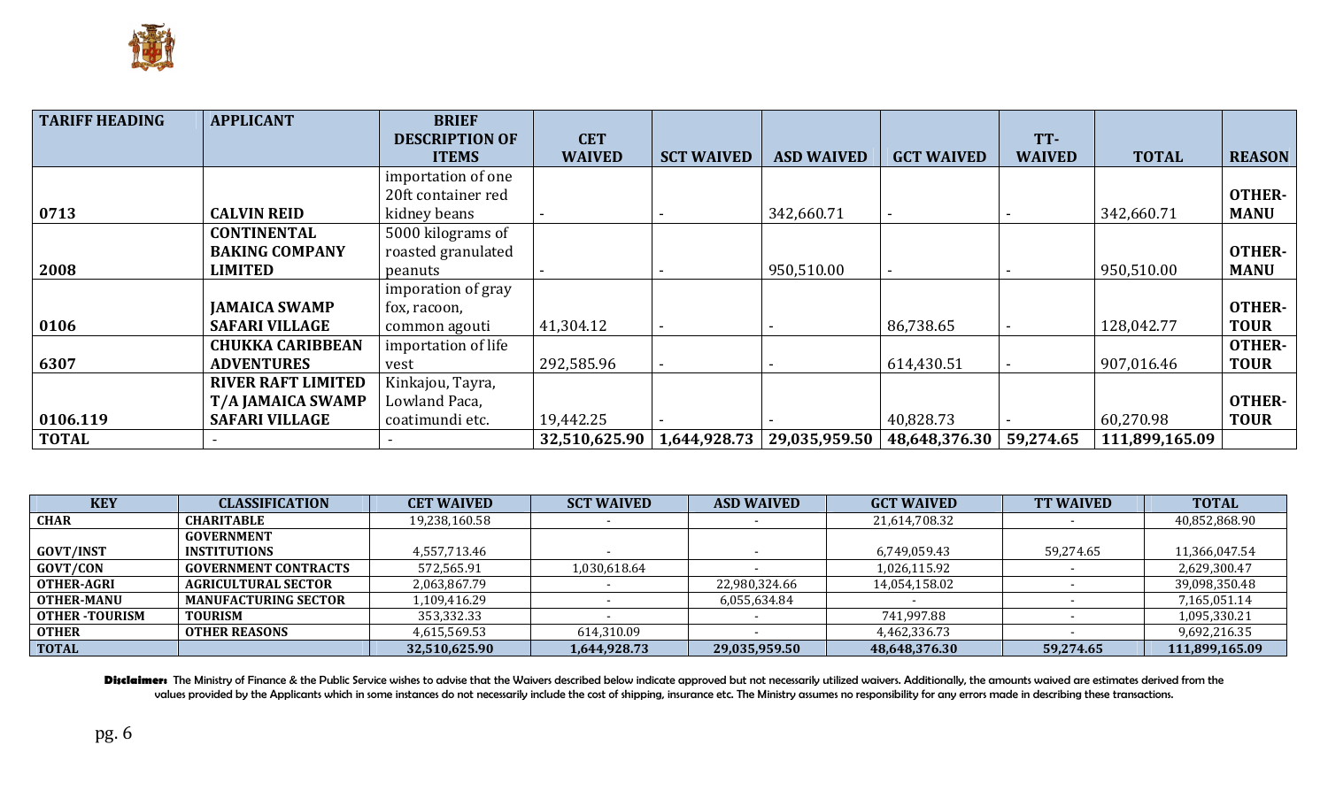| TARIFF HEADING | APPLICANT | BRIEF DESCRIPTION OF ITEMS | CET WAIVED | SCT WAIVED | ASD WAIVED | GCT WAIVED | TT-WAIVED | TOTAL | REASON |
|---|---|---|---|---|---|---|---|---|---|
| 0713 | CALVIN REID | importation of one 20ft container red kidney beans | - | - | 342,660.71 | - | - | 342,660.71 | OTHER-MANU |
| 2008 | CONTINENTAL BAKING COMPANY LIMITED | 5000 kilograms of roasted granulated peanuts | - | - | 950,510.00 | - | - | 950,510.00 | OTHER-MANU |
| 0106 | JAMAICA SWAMP SAFARI VILLAGE | imporation of gray fox, racoon, common agouti | 41,304.12 | - | - | 86,738.65 | - | 128,042.77 | OTHER-TOUR |
| 6307 | CHUKKA CARIBBEAN ADVENTURES | importation of life vest | 292,585.96 | - | - | 614,430.51 | - | 907,016.46 | OTHER-TOUR |
| 0106.119 | RIVER RAFT LIMITED T/A JAMAICA SWAMP SAFARI VILLAGE | Kinkajou, Tayra, Lowland Paca, coatimundi etc. | 19,442.25 | - | - | 40,828.73 | - | 60,270.98 | OTHER-TOUR |
| **TOTAL** | - | - | **32,510,625.90** | **1,644,928.73** | **29,035,959.50** | **48,648,376.30** | **59,274.65** | **111,899,165.09** | |

| KEY | CLASSIFICATION | CET WAIVED | SCT WAIVED | ASD WAIVED | GCT WAIVED | TT WAIVED | TOTAL |
|---|---|---|---|---|---|---|---|
| CHAR | CHARITABLE | 19,238,160.58 | - | - | 21,614,708.32 | - | 40,852,868.90 |
| GOVT/INST | GOVERNMENT INSTITUTIONS | 4,557,713.46 | - | - | 6,749,059.43 | 59,274.65 | 11,366,047.54 |
| GOVT/CON | GOVERNMENT CONTRACTS | 572,565.91 | 1,030,618.64 | - | 1,026,115.92 | - | 2,629,300.47 |
| OTHER-AGRI | AGRICULTURAL SECTOR | 2,063,867.79 | - | 22,980,324.66 | 14,054,158.02 | - | 39,098,350.48 |
| OTHER-MANU | MANUFACTURING SECTOR | 1,109,416.29 | - | 6,055,634.84 | - | - | 7,165,051.14 |
| OTHER -TOURISM | TOURISM | 353,332.33 | - | - | 741,997.88 | - | 1,095,330.21 |
| OTHER | OTHER REASONS | 4,615,569.53 | 614,310.09 | - | 4,462,336.73 | - | 9,692,216.35 |
| **TOTAL** | | **32,510,625.90** | **1,644,928.73** | **29,035,959.50** | **48,648,376.30** | **59,274.65** | **111,899,165.09** |

**Disclaimer:** The Ministry of Finance & the Public Service wishes to advise that the Waivers described below indicate approved but not necessarily utilized waivers. Additionally, the amounts waived are estimates derived from the values provided by the Applicants which in some instances do not necessarily include the cost of shipping, insurance etc. The Ministry assumes no responsibility for any errors made in describing these transactions.